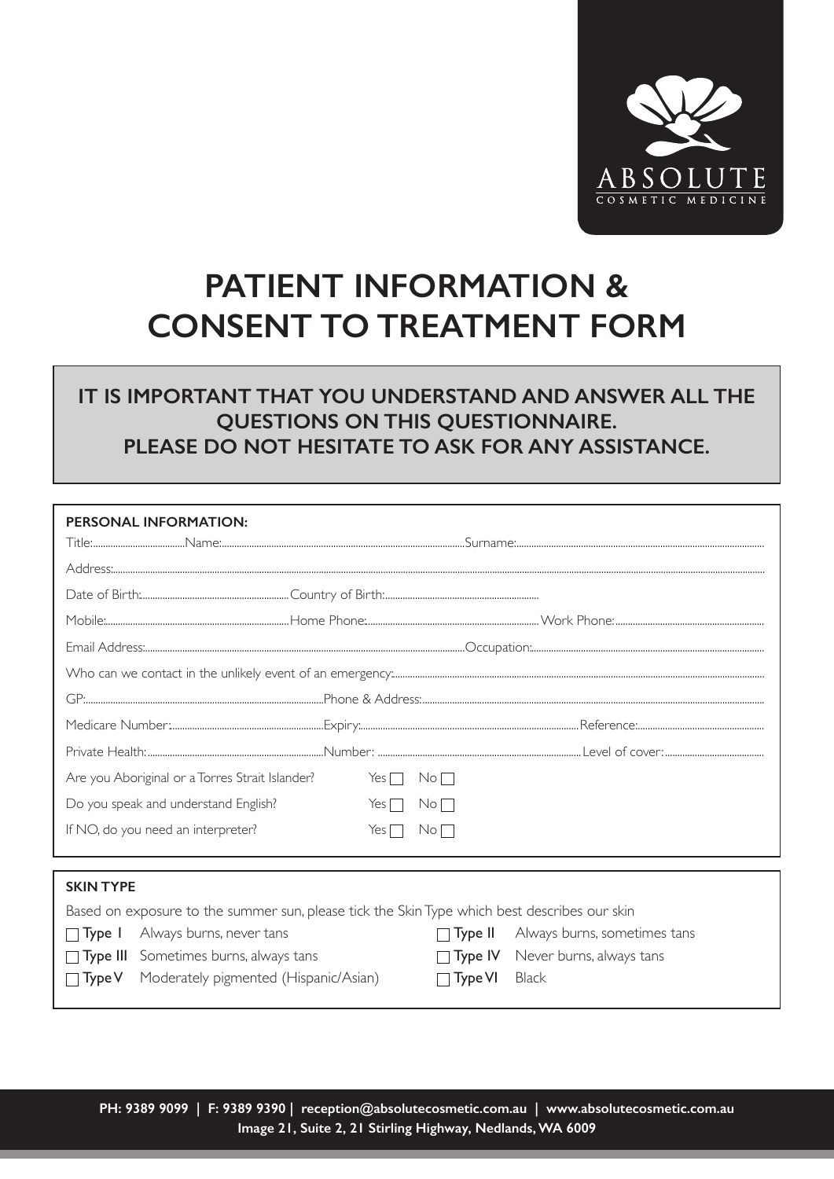ABSOLUTE
COSMETIC MEDICINE

# PATIENT INFORMATION & CONSENT TO TREATMENT FORM

**IT IS IMPORTANT THAT YOU UNDERSTAND AND ANSWER ALL THE QUESTIONS ON THIS QUESTIONNAIRE. PLEASE DO NOT HESITATE TO ASK FOR ANY ASSISTANCE.**

**PERSONAL INFORMATION:**

Title:.................... Name:.................... Surname:....................

Address:....................

Date of Birth:.................... Country of Birth:....................

Mobile:.................... Home Phone:.................... Work Phone:....................

Email Address:.................... Occupation:....................

Who can we contact in the unlikely event of an emergency:....................

GP:.................... Phone & Address:....................

Medicare Number:.................... Expiry:.................... Reference:....................

Private Health:.................... Number: .................... Level of cover:....................

Are you Aboriginal or a Torres Strait Islander? Yes ☐ No ☐

Do you speak and understand English? Yes ☐ No ☐

If NO, do you need an interpreter? Yes ☐ No ☐

**SKIN TYPE**

Based on exposure to the summer sun, please tick the Skin Type which best describes our skin

☐ **Type I** Always burns, never tans

☐ **Type II** Always burns, sometimes tans

☐ **Type III** Sometimes burns, always tans

☐ **Type IV** Never burns, always tans

☐ **Type V** Moderately pigmented (Hispanic/Asian)

☐ **Type VI** Black

**PH: 9389 9099 | F: 9389 9390 | reception@absolutecosmetic.com.au | www.absolutecosmetic.com.au**
**Image 21, Suite 2, 21 Stirling Highway, Nedlands, WA 6009**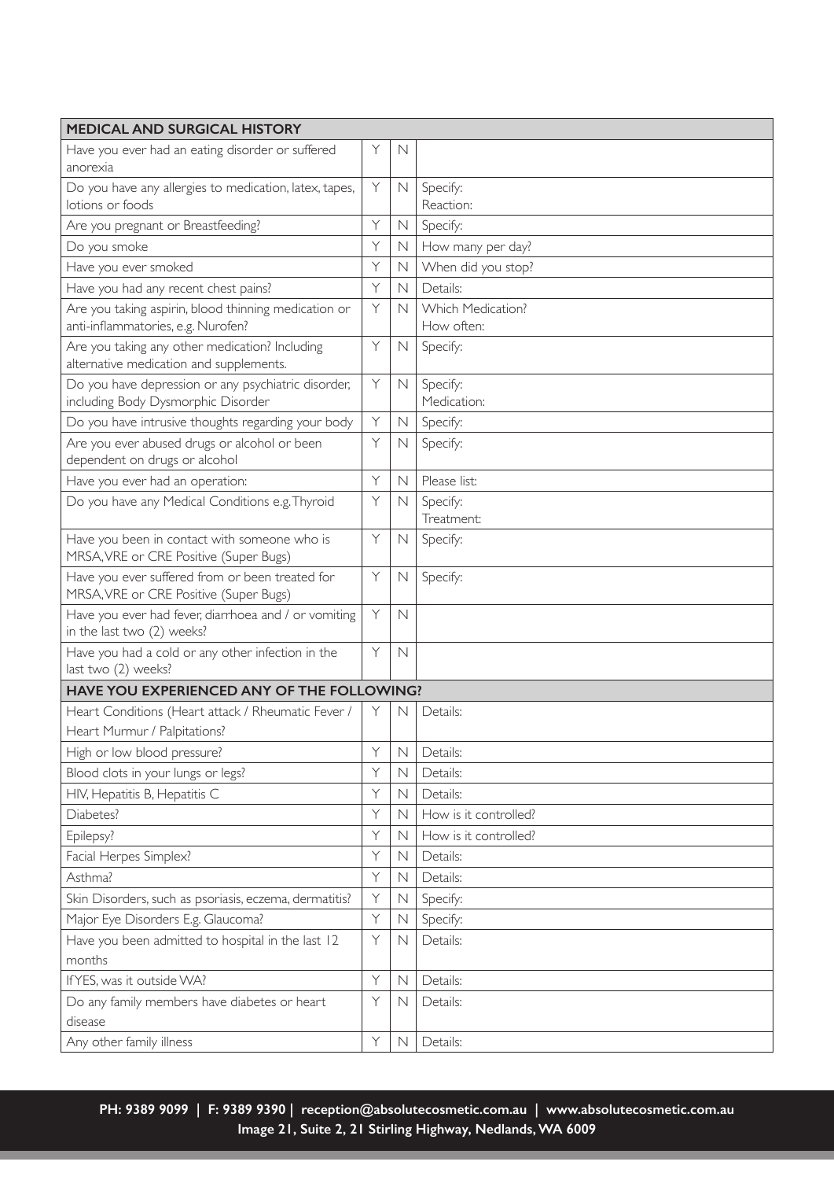| MEDICAL AND SURGICAL HISTORY | | | |
|---|---|---|---|
| Have you ever had an eating disorder or suffered anorexia | Y | N | |
| Do you have any allergies to medication, latex, tapes, lotions or foods | Y | N | Specify:<br>Reaction: |
| Are you pregnant or Breastfeeding? | Y | N | Specify: |
| Do you smoke | Y | N | How many per day? |
| Have you ever smoked | Y | N | When did you stop? |
| Have you had any recent chest pains? | Y | N | Details: |
| Are you taking aspirin, blood thinning medication or anti-inflammatories, e.g. Nurofen? | Y | N | Which Medication?<br>How often: |
| Are you taking any other medication? Including alternative medication and supplements. | Y | N | Specify: |
| Do you have depression or any psychiatric disorder, including Body Dysmorphic Disorder | Y | N | Specify:<br>Medication: |
| Do you have intrusive thoughts regarding your body | Y | N | Specify: |
| Are you ever abused drugs or alcohol or been dependent on drugs or alcohol | Y | N | Specify: |
| Have you ever had an operation: | Y | N | Please list: |
| Do you have any Medical Conditions e.g. Thyroid | Y | N | Specify:<br>Treatment: |
| Have you been in contact with someone who is MRSA, VRE or CRE Positive (Super Bugs) | Y | N | Specify: |
| Have you ever suffered from or been treated for MRSA, VRE or CRE Positive (Super Bugs) | Y | N | Specify: |
| Have you ever had fever, diarrhoea and / or vomiting in the last two (2) weeks? | Y | N | |
| Have you had a cold or any other infection in the last two (2) weeks? | Y | N | |
| **HAVE YOU EXPERIENCED ANY OF THE FOLLOWING?** | | | |
| Heart Conditions (Heart attack / Rheumatic Fever / Heart Murmur / Palpitations? | Y | N | Details: |
| High or low blood pressure? | Y | N | Details: |
| Blood clots in your lungs or legs? | Y | N | Details: |
| HIV, Hepatitis B, Hepatitis C | Y | N | Details: |
| Diabetes? | Y | N | How is it controlled? |
| Epilepsy? | Y | N | How is it controlled? |
| Facial Herpes Simplex? | Y | N | Details: |
| Asthma? | Y | N | Details: |
| Skin Disorders, such as psoriasis, eczema, dermatitis? | Y | N | Specify: |
| Major Eye Disorders E.g. Glaucoma? | Y | N | Specify: |
| Have you been admitted to hospital in the last 12 months | Y | N | Details: |
| If YES, was it outside WA? | Y | N | Details: |
| Do any family members have diabetes or heart disease | Y | N | Details: |
| Any other family illness | Y | N | Details: |

**PH: 9389 9099 | F: 9389 9390 | reception@absolutecosmetic.com.au | www.absolutecosmetic.com.au**
**Image 21, Suite 2, 21 Stirling Highway, Nedlands, WA 6009**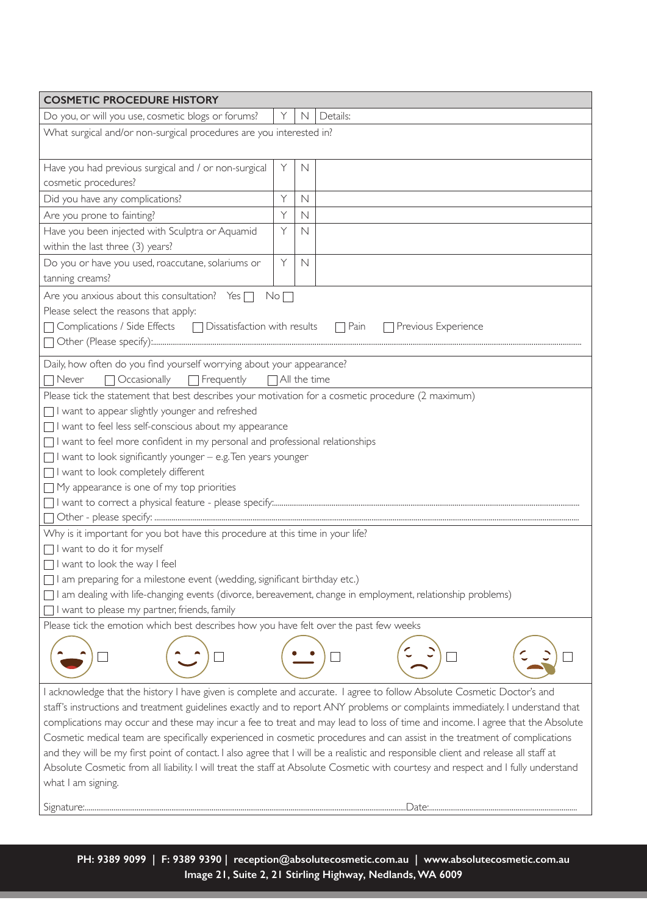## COSMETIC PROCEDURE HISTORY

| Question | Y | N | Details |
|---|---|---|---|
| Do you, or will you use, cosmetic blogs or forums? | Y | N | Details: |

What surgical and/or non-surgical procedures are you interested in?

| Question | Y | N | |
|---|---|---|---|
| Have you had previous surgical and / or non-surgical cosmetic procedures? | Y | N | |
| Did you have any complications? | Y | N | |
| Are you prone to fainting? | Y | N | |
| Have you been injected with Sculptra or Aquamid within the last three (3) years? | Y | N | |
| Do you or have you used, roaccutane, solariums or tanning creams? | Y | N | |

Are you anxious about this consultation? Yes ☐ No ☐

Please select the reasons that apply:

☐ Complications / Side Effects ☐ Dissatisfaction with results ☐ Pain ☐ Previous Experience

☐ Other (Please specify):.......................................................................................................................................

Daily, how often do you find yourself worrying about your appearance?

☐ Never ☐ Occasionally ☐ Frequently ☐ All the time

Please tick the statement that best describes your motivation for a cosmetic procedure (2 maximum)

☐ I want to appear slightly younger and refreshed

☐ I want to feel less self-conscious about my appearance

☐ I want to feel more confident in my personal and professional relationships

☐ I want to look significantly younger – e.g. Ten years younger

☐ I want to look completely different

☐ My appearance is one of my top priorities

☐ I want to correct a physical feature - please specify:.......................................................................................................................................

☐ Other - please specify: .......................................................................................................................................

Why is it important for you bot have this procedure at this time in your life?

☐ I want to do it for myself

☐ I want to look the way I feel

☐ I am preparing for a milestone event (wedding, significant birthday etc.)

☐ I am dealing with life-changing events (divorce, bereavement, change in employment, relationship problems)

☐ I want to please my partner, friends, family

Please tick the emotion which best describes how you have felt over the past few weeks

☐ ☐ ☐ ☐ ☐

I acknowledge that the history I have given is complete and accurate. I agree to follow Absolute Cosmetic Doctor's and staff's instructions and treatment guidelines exactly and to report ANY problems or complaints immediately. I understand that complications may occur and these may incur a fee to treat and may lead to loss of time and income. I agree that the Absolute Cosmetic medical team are specifically experienced in cosmetic procedures and can assist in the treatment of complications and they will be my first point of contact. I also agree that I will be a realistic and responsible client and release all staff at Absolute Cosmetic from all liability. I will treat the staff at Absolute Cosmetic with courtesy and respect and I fully understand what I am signing.

Signature:.......................................................................................................................................Date:.......................................................................

**PH: 9389 9099 | F: 9389 9390 | reception@absolutecosmetic.com.au | www.absolutecosmetic.com.au**
**Image 21, Suite 2, 21 Stirling Highway, Nedlands, WA 6009**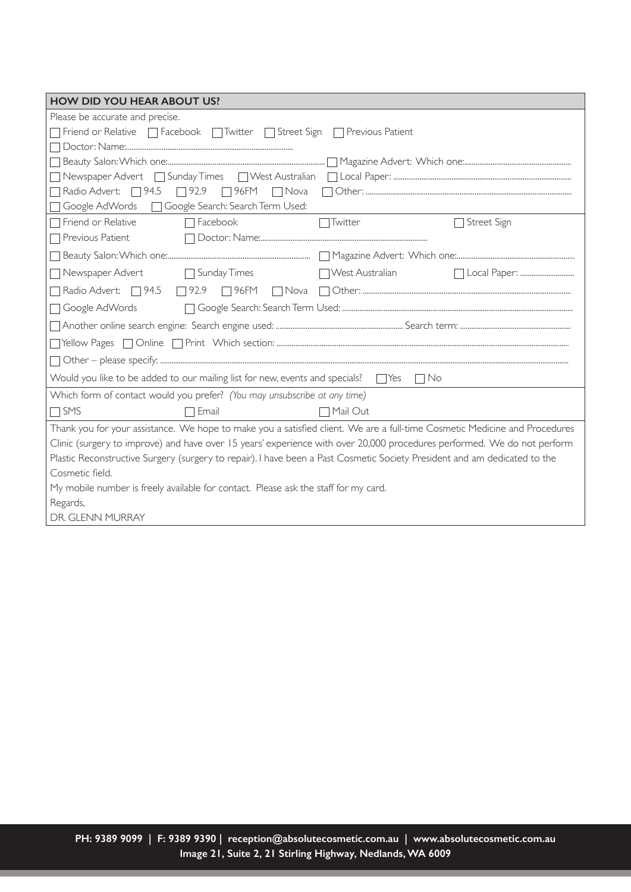## HOW DID YOU HEAR ABOUT US?

Please be accurate and precise.

☐ Friend or Relative ☐ Facebook ☐ Twitter ☐ Street Sign ☐ Previous Patient

☐ Doctor: Name:..............................................................................

☐ Beauty Salon: Which one:.................................................................... ☐ Magazine Advert: Which one:........................................................

☐ Newspaper Advert ☐ Sunday Times ☐ West Australian ☐ Local Paper: ..............................................................................

☐ Radio Advert: ☐ 94.5 ☐ 92.9 ☐ 96FM ☐ Nova ☐ Other: ..............................................................................

☐ Google AdWords ☐ Google Search: Search Term Used:

☐ Friend or Relative ☐ Facebook ☐ Twitter ☐ Street Sign

☐ Previous Patient ☐ Doctor: Name:..............................................................................

☐ Beauty Salon: Which one:.................................................................... ☐ Magazine Advert: Which one:........................................................

☐ Newspaper Advert ☐ Sunday Times ☐ West Australian ☐ Local Paper: ............................

☐ Radio Advert: ☐ 94.5 ☐ 92.9 ☐ 96FM ☐ Nova ☐ Other: ..............................................................................

☐ Google AdWords ☐ Google Search: Search Term Used: ..............................................................................

☐ Another online search engine: Search engine used: .................................................... Search term: ........................................................

☐ Yellow Pages ☐ Online ☐ Print Which section: ..............................................................................

☐ Other – please specify: ..............................................................................

Would you like to be added to our mailing list for new, events and specials? ☐ Yes ☐ No

Which form of contact would you prefer? *(You may unsubscribe at any time)*

☐ SMS ☐ Email ☐ Mail Out

Thank you for your assistance. We hope to make you a satisfied client. We are a full-time Cosmetic Medicine and Procedures Clinic (surgery to improve) and have over 15 years' experience with over 20,000 procedures performed. We do not perform Plastic Reconstructive Surgery (surgery to repair). I have been a Past Cosmetic Society President and am dedicated to the Cosmetic field.

My mobile number is freely available for contact. Please ask the staff for my card.

Regards,

DR. GLENN MURRAY

**PH: 9389 9099 | F: 9389 9390 | reception@absolutecosmetic.com.au | www.absolutecosmetic.com.au**
**Image 21, Suite 2, 21 Stirling Highway, Nedlands, WA 6009**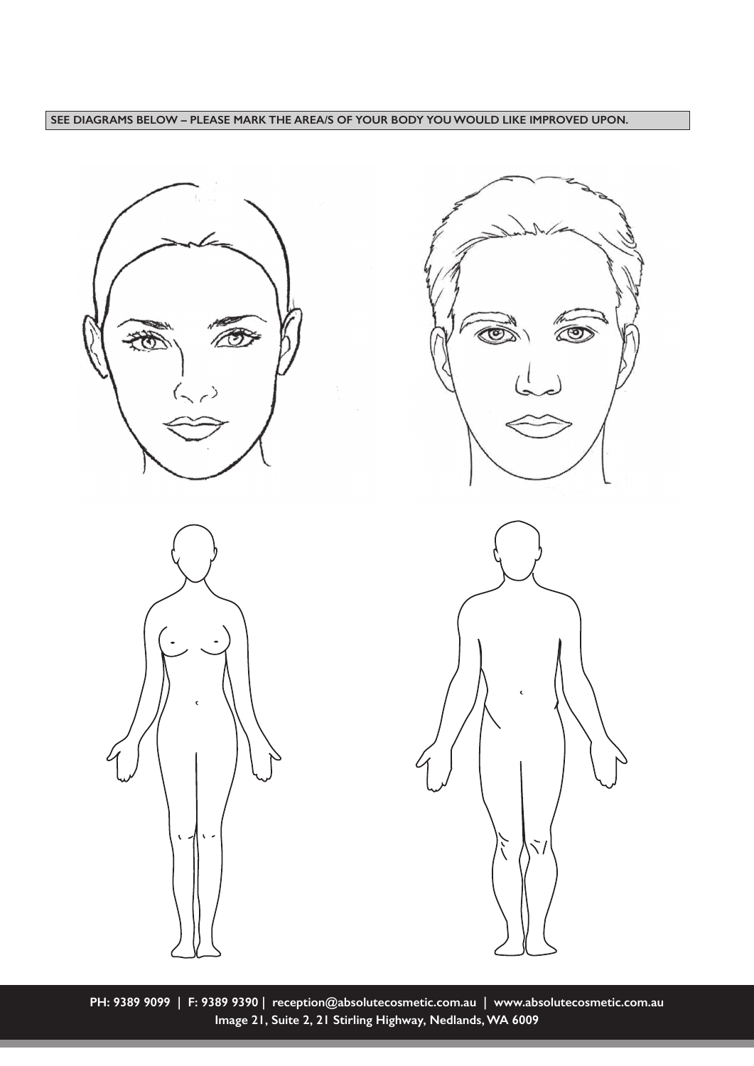SEE DIAGRAMS BELOW – PLEASE MARK THE AREA/S OF YOUR BODY YOU WOULD LIKE IMPROVED UPON.

PH: 9389 9099 | F: 9389 9390 | reception@absolutecosmetic.com.au | www.absolutecosmetic.com.au
Image 21, Suite 2, 21 Stirling Highway, Nedlands, WA 6009